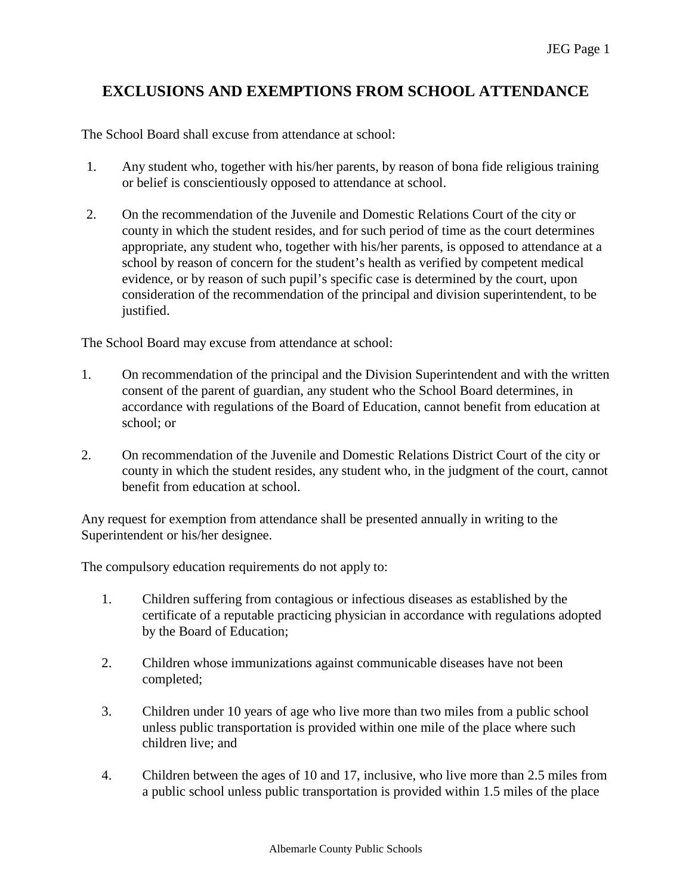# EXCLUSIONS AND EXEMPTIONS FROM SCHOOL ATTENDANCE

The School Board shall excuse from attendance at school:

1. Any student who, together with his/her parents, by reason of bona fide religious training or belief is conscientiously opposed to attendance at school.

2. On the recommendation of the Juvenile and Domestic Relations Court of the city or county in which the student resides, and for such period of time as the court determines appropriate, any student who, together with his/her parents, is opposed to attendance at a school by reason of concern for the student's health as verified by competent medical evidence, or by reason of such pupil's specific case is determined by the court, upon consideration of the recommendation of the principal and division superintendent, to be justified.

The School Board may excuse from attendance at school:

1. On recommendation of the principal and the Division Superintendent and with the written consent of the parent of guardian, any student who the School Board determines, in accordance with regulations of the Board of Education, cannot benefit from education at school; or

2. On recommendation of the Juvenile and Domestic Relations District Court of the city or county in which the student resides, any student who, in the judgment of the court, cannot benefit from education at school.

Any request for exemption from attendance shall be presented annually in writing to the Superintendent or his/her designee.

The compulsory education requirements do not apply to:

1. Children suffering from contagious or infectious diseases as established by the certificate of a reputable practicing physician in accordance with regulations adopted by the Board of Education;

2. Children whose immunizations against communicable diseases have not been completed;

3. Children under 10 years of age who live more than two miles from a public school unless public transportation is provided within one mile of the place where such children live; and

4. Children between the ages of 10 and 17, inclusive, who live more than 2.5 miles from a public school unless public transportation is provided within 1.5 miles of the place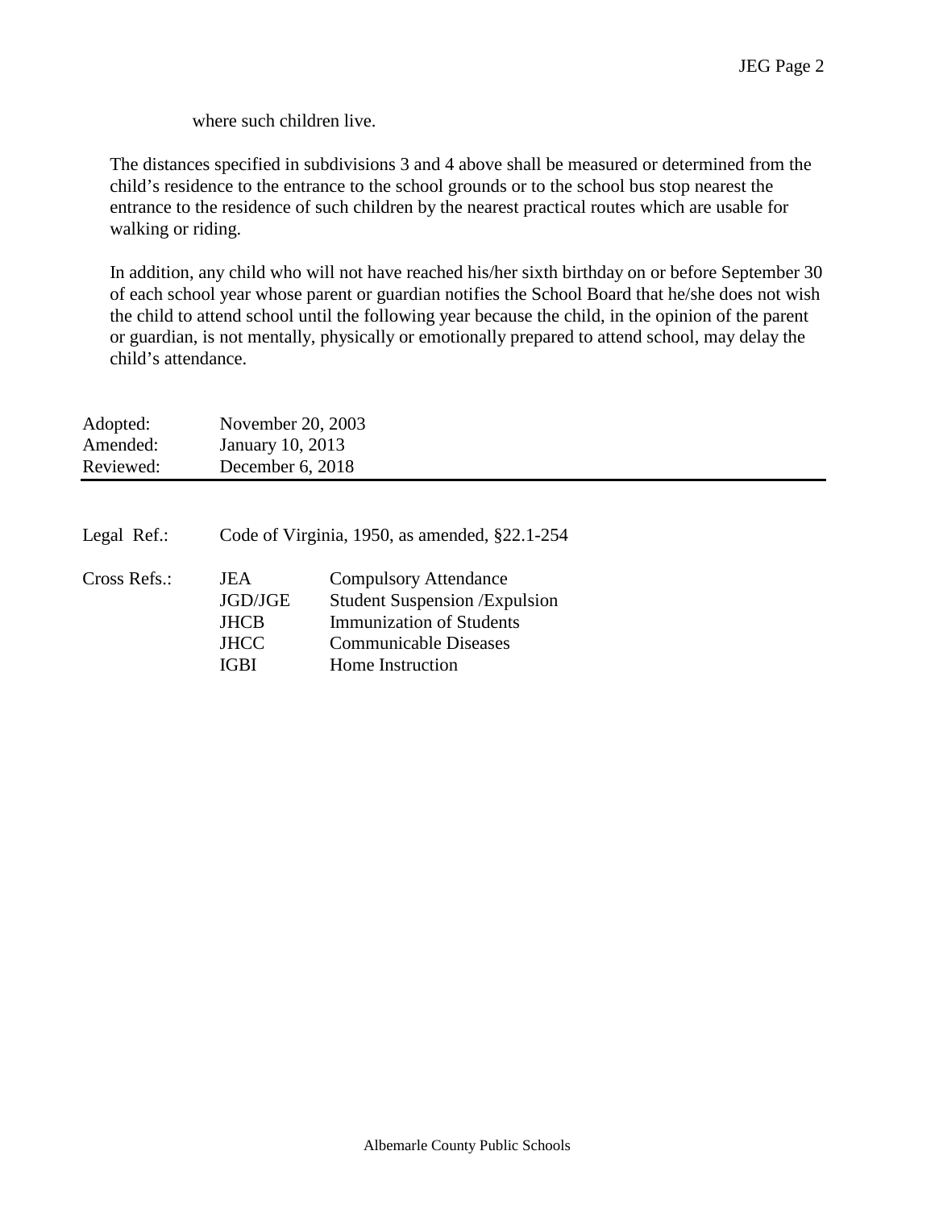where such children live.

The distances specified in subdivisions 3 and 4 above shall be measured or determined from the child's residence to the entrance to the school grounds or to the school bus stop nearest the entrance to the residence of such children by the nearest practical routes which are usable for walking or riding.

In addition, any child who will not have reached his/her sixth birthday on or before September 30 of each school year whose parent or guardian notifies the School Board that he/she does not wish the child to attend school until the following year because the child, in the opinion of the parent or guardian, is not mentally, physically or emotionally prepared to attend school, may delay the child's attendance.

| | |
|---|---|
| Adopted: | November 20, 2003 |
| Amended: | January 10, 2013 |
| Reviewed: | December 6, 2018 |

---

Legal Ref.: Code of Virginia, 1950, as amended, §22.1-254

| | | |
|---|---|---|
| Cross Refs.: | JEA | Compulsory Attendance |
| | JGD/JGE | Student Suspension /Expulsion |
| | JHCB | Immunization of Students |
| | JHCC | Communicable Diseases |
| | IGBI | Home Instruction |